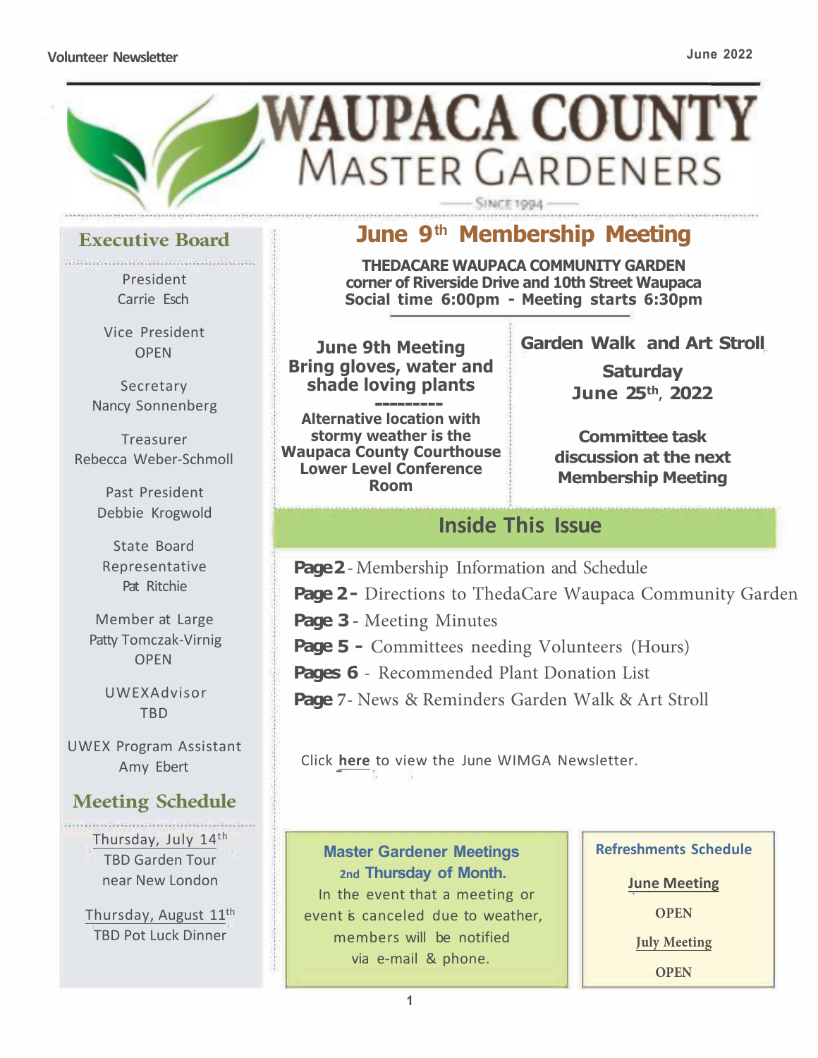Volunteer Newsletter

June 2022

# WAUPACA COUNTY MASTER GARDENERS

Since 1994

## Executive Board

President
Carrie Esch

Vice President
OPEN

Secretary
Nancy Sonnenberg

Treasurer
Rebecca Weber-Schmoll

Past President
Debbie Krogwold

State Board Representative
Pat Ritchie

Member at Large
Patty Tomczak-Virnig
OPEN

UWEXAdvisor
TBD

UWEX Program Assistant
Amy Ebert

## Meeting Schedule

Thursday, July 14th
TBD Garden Tour near New London

Thursday, August 11th
TBD Pot Luck Dinner

## June 9th Membership Meeting

**THEDACARE WAUPACA COMMUNITY GARDEN**
**corner of Riverside Drive and 10th Street Waupaca**
**Social time 6:00pm - Meeting starts 6:30pm**

**June 9th Meeting**
**Bring gloves, water and shade loving plants**

---

**Alternative location with stormy weather is the Waupaca County Courthouse Lower Level Conference Room**

**Garden Walk and Art Stroll**

**Saturday June 25th, 2022**

**Committee task discussion at the next Membership Meeting**

## Inside This Issue

**Page 2** - Membership Information and Schedule
**Page 2 -** Directions to ThedaCare Waupaca Community Garden
**Page 3** - Meeting Minutes
**Page 5 -** Committees needing Volunteers (Hours)
**Pages 6** - Recommended Plant Donation List
**Page 7** - News & Reminders Garden Walk & Art Stroll

Click **here** to view the June WIMGA Newsletter.

**Master Gardener Meetings**
**2nd Thursday of Month.**
In the event that a meeting or event is canceled due to weather, members will be notified via e-mail & phone.

**Refreshments Schedule**

**June Meeting**
OPEN

**July Meeting**
OPEN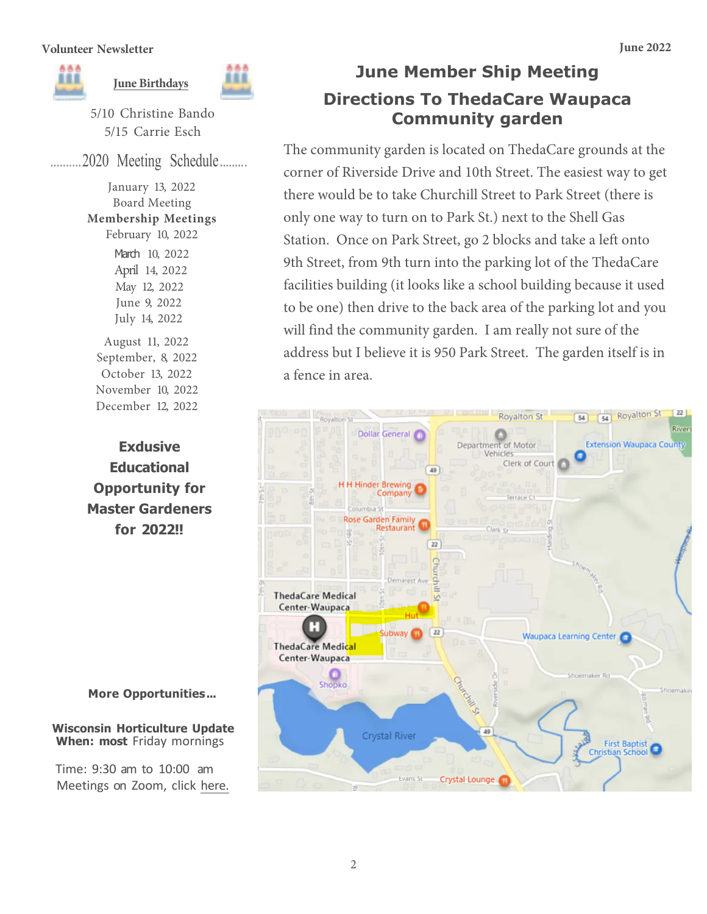## June Birthdays

5/10 Christine Bando
5/15 Carrie Esch

## ..........2020 Meeting Schedule.........

January 13, 2022
Board Meeting

**Membership Meetings**

February 10, 2022
March 10, 2022
April 14, 2022
May 12, 2022
June 9, 2022
July 14, 2022
August 11, 2022
September, 8, 2022
October 13, 2022
November 10, 2022
December 12, 2022

## Exdusive Educational Opportunity for Master Gardeners for 2022!!

**More Opportunities…**

**Wisconsin Horticulture Update**
**When: most** Friday mornings

Time: 9:30 am to 10:00 am
Meetings on Zoom, click here.

# June Member Ship Meeting

## Directions To ThedaCare Waupaca Community garden

The community garden is located on ThedaCare grounds at the corner of Riverside Drive and 10th Street. The easiest way to get there would be to take Churchill Street to Park Street (there is only one way to turn on to Park St.) next to the Shell Gas Station. Once on Park Street, go 2 blocks and take a left onto 9th Street, from 9th turn into the parking lot of the ThedaCare facilities building (it looks like a school building because it used to be one) then drive to the back area of the parking lot and you will find the community garden. I am really not sure of the address but I believe it is 950 Park Street. The garden itself is in a fence in area.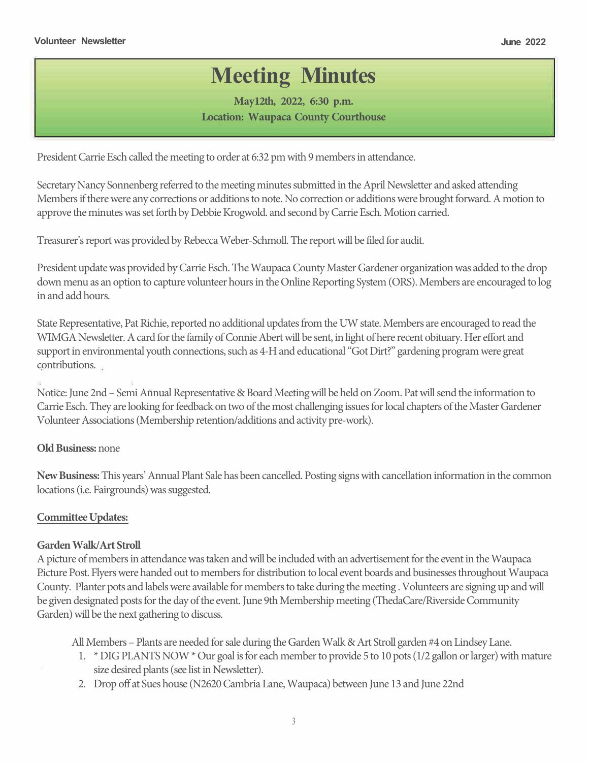# Meeting Minutes

**May12th, 2022, 6:30 p.m.**
**Location: Waupaca County Courthouse**

President Carrie Esch called the meeting to order at 6:32 pm with 9 members in attendance.

Secretary Nancy Sonnenberg referred to the meeting minutes submitted in the April Newsletter and asked attending Members if there were any corrections or additions to note. No correction or additions were brought forward. A motion to approve the minutes was set forth by Debbie Krogwold. and second by Carrie Esch. Motion carried.

Treasurer's report was provided by Rebecca Weber-Schmoll. The report will be filed for audit.

President update was provided by Carrie Esch. The Waupaca County Master Gardener organization was added to the drop down menu as an option to capture volunteer hours in the Online Reporting System (ORS). Members are encouraged to log in and add hours.

State Representative, Pat Richie, reported no additional updates from the UW state. Members are encouraged to read the WIMGA Newsletter. A card for the family of Connie Abert will be sent, in light of here recent obituary. Her effort and support in environmental youth connections, such as 4-H and educational "Got Dirt?" gardening program were great contributions.

Notice: June 2nd – Semi Annual Representative & Board Meeting will be held on Zoom. Pat will send the information to Carrie Esch. They are looking for feedback on two of the most challenging issues for local chapters of the Master Gardener Volunteer Associations (Membership retention/additions and activity pre-work).

**Old Business:** none

**New Business:** This years' Annual Plant Sale has been cancelled. Posting signs with cancellation information in the common locations (i.e. Fairgrounds) was suggested.

**Committee Updates:**

**Garden Walk/Art Stroll**

A picture of members in attendance was taken and will be included with an advertisement for the event in the Waupaca Picture Post. Flyers were handed out to members for distribution to local event boards and businesses throughout Waupaca County. Planter pots and labels were available for members to take during the meeting . Volunteers are signing up and will be given designated posts for the day of the event. June 9th Membership meeting (ThedaCare/Riverside Community Garden) will be the next gathering to discuss.

All Members – Plants are needed for sale during the Garden Walk & Art Stroll garden #4 on Lindsey Lane.

1. * DIG PLANTS NOW * Our goal is for each member to provide 5 to 10 pots (1/2 gallon or larger) with mature size desired plants (see list in Newsletter).
2. Drop off at Sues house (N2620 Cambria Lane, Waupaca) between June 13 and June 22nd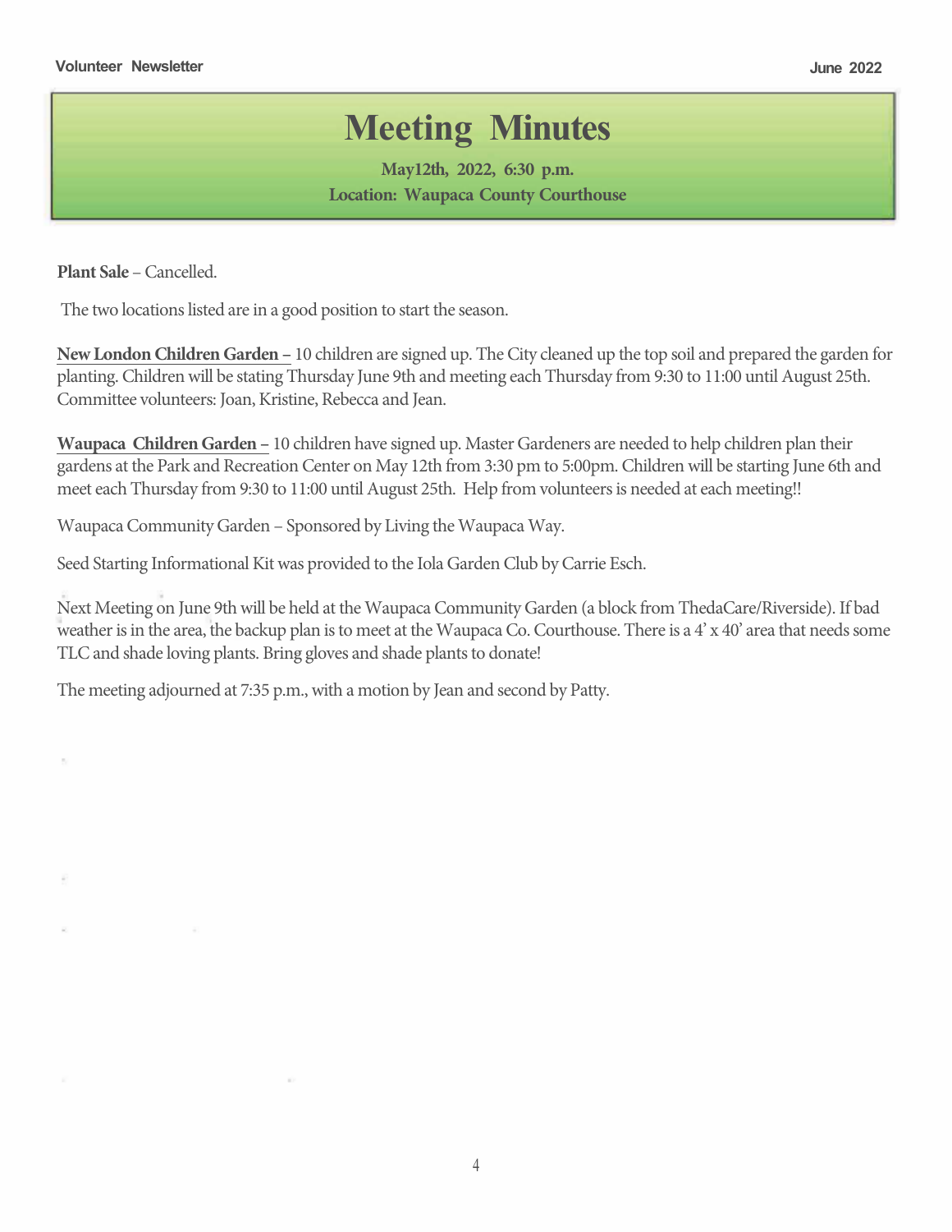# Meeting Minutes

**May12th, 2022, 6:30 p.m.**
**Location: Waupaca County Courthouse**

**Plant Sale** – Cancelled.

The two locations listed are in a good position to start the season.

**New London Children Garden –** 10 children are signed up. The City cleaned up the top soil and prepared the garden for planting. Children will be stating Thursday June 9th and meeting each Thursday from 9:30 to 11:00 until August 25th. Committee volunteers: Joan, Kristine, Rebecca and Jean.

**Waupaca Children Garden –** 10 children have signed up. Master Gardeners are needed to help children plan their gardens at the Park and Recreation Center on May 12th from 3:30 pm to 5:00pm. Children will be starting June 6th and meet each Thursday from 9:30 to 11:00 until August 25th. Help from volunteers is needed at each meeting!!

Waupaca Community Garden – Sponsored by Living the Waupaca Way.

Seed Starting Informational Kit was provided to the Iola Garden Club by Carrie Esch.

Next Meeting on June 9th will be held at the Waupaca Community Garden (a block from ThedaCare/Riverside). If bad weather is in the area, the backup plan is to meet at the Waupaca Co. Courthouse. There is a 4' x 40' area that needs some TLC and shade loving plants. Bring gloves and shade plants to donate!

The meeting adjourned at 7:35 p.m., with a motion by Jean and second by Patty.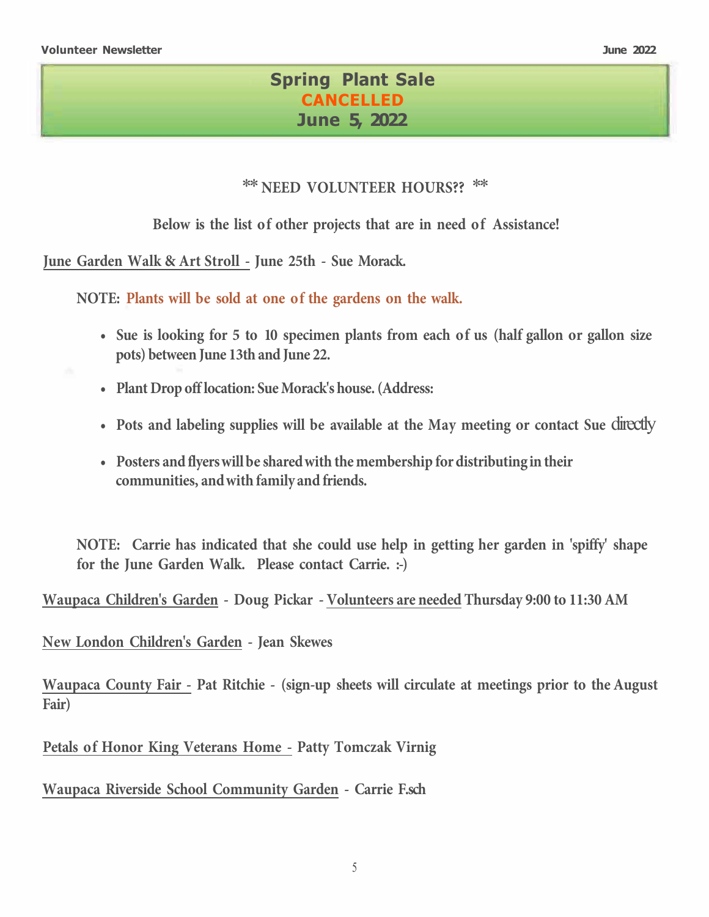# Spring Plant Sale
## CANCELLED
## June 5, 2022

**\*\* NEED VOLUNTEER HOURS?? \*\***

**Below is the list of other projects that are in need of Assistance!**

**June Garden Walk & Art Stroll - June 25th - Sue Morack.**

**NOTE: Plants will be sold at one of the gardens on the walk.**

- **Sue is looking for 5 to 10 specimen plants from each of us (half gallon or gallon size pots) between June 13th and June 22.**
- **Plant Drop off location: Sue Morack's house. (Address:**
- **Pots and labeling supplies will be available at the May meeting or contact Sue directly**
- **Posters and flyers will be shared with the membership for distributing in their communities, and with family and friends.**

**NOTE: Carrie has indicated that she could use help in getting her garden in 'spiffy' shape for the June Garden Walk. Please contact Carrie. :-)**

**Waupaca Children's Garden - Doug Pickar - Volunteers are needed Thursday 9:00 to 11:30 AM**

**New London Children's Garden - Jean Skewes**

**Waupaca County Fair - Pat Ritchie - (sign-up sheets will circulate at meetings prior to the August Fair)**

**Petals of Honor King Veterans Home - Patty Tomczak Virnig**

**Waupaca Riverside School Community Garden - Carrie F.sch**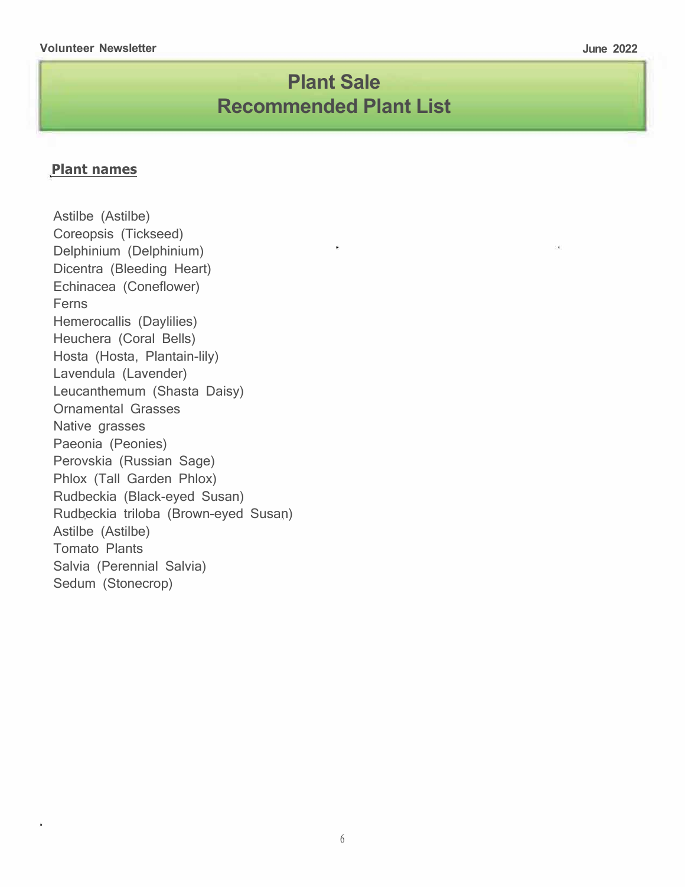# Plant Sale
# Recommended Plant List

**Plant names**

Astilbe (Astilbe)
Coreopsis (Tickseed)
Delphinium (Delphinium)
Dicentra (Bleeding Heart)
Echinacea (Coneflower)
Ferns
Hemerocallis (Daylilies)
Heuchera (Coral Bells)
Hosta (Hosta, Plantain-lily)
Lavendula (Lavender)
Leucanthemum (Shasta Daisy)
Ornamental Grasses
Native grasses
Paeonia (Peonies)
Perovskia (Russian Sage)
Phlox (Tall Garden Phlox)
Rudbeckia (Black-eyed Susan)
Rudbeckia triloba (Brown-eyed Susan)
Astilbe (Astilbe)
Tomato Plants
Salvia (Perennial Salvia)
Sedum (Stonecrop)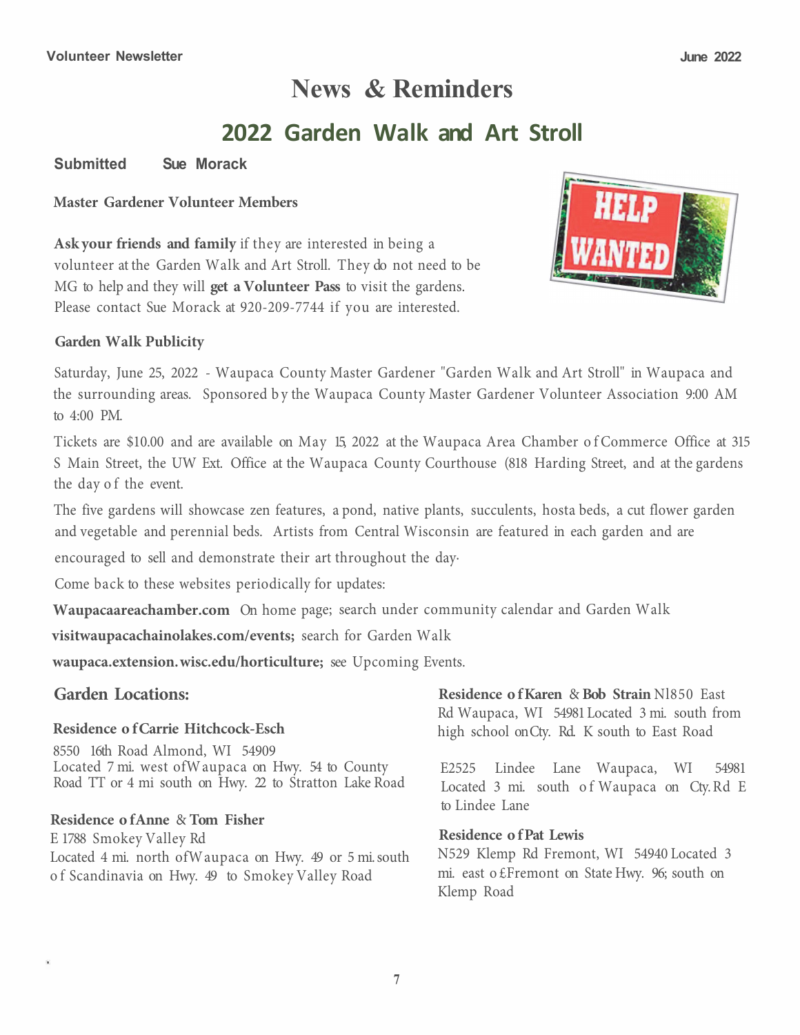# News & Reminders

## 2022 Garden Walk and Art Stroll

**Submitted Sue Morack**

**Master Gardener Volunteer Members**

**Ask your friends and family** if they are interested in being a volunteer at the Garden Walk and Art Stroll. They do not need to be MG to help and they will **get a Volunteer Pass** to visit the gardens. Please contact Sue Morack at 920-209-7744 if you are interested.

**Garden Walk Publicity**

Saturday, June 25, 2022 - Waupaca County Master Gardener "Garden Walk and Art Stroll" in Waupaca and the surrounding areas. Sponsored by the Waupaca County Master Gardener Volunteer Association 9:00 AM to 4:00 PM.

Tickets are $10.00 and are available on May 15, 2022 at the Waupaca Area Chamber of Commerce Office at 315 S Main Street, the UW Ext. Office at the Waupaca County Courthouse (818 Harding Street, and at the gardens the day of the event.

The five gardens will showcase zen features, a pond, native plants, succulents, hosta beds, a cut flower garden and vegetable and perennial beds. Artists from Central Wisconsin are featured in each garden and are encouraged to sell and demonstrate their art throughout the day.

Come back to these websites periodically for updates:

**Waupacaareachamber.com** On home page; search under community calendar and Garden Walk

**visitwaupacachainolakes.com/events;** search for Garden Walk

**waupaca.extension.wisc.edu/horticulture;** see Upcoming Events.

### Garden Locations:

**Residence of Carrie Hitchcock-Esch**
8550 16th Road Almond, WI 54909
Located 7 mi. west of Waupaca on Hwy. 54 to County Road TT or 4 mi south on Hwy. 22 to Stratton Lake Road

**Residence of Anne & Tom Fisher**
E 1788 Smokey Valley Rd
Located 4 mi. north of Waupaca on Hwy. 49 or 5 mi. south of Scandinavia on Hwy. 49 to Smokey Valley Road

**Residence of Karen & Bob Strain** N1850 East Rd Waupaca, WI 54981 Located 3 mi. south from high school on Cty. Rd. K south to East Road

E2525 Lindee Lane Waupaca, WI 54981 Located 3 mi. south of Waupaca on Cty. Rd E to Lindee Lane

**Residence of Pat Lewis**
N529 Klemp Rd Fremont, WI 54940 Located 3 mi. east of Fremont on State Hwy. 96; south on Klemp Road